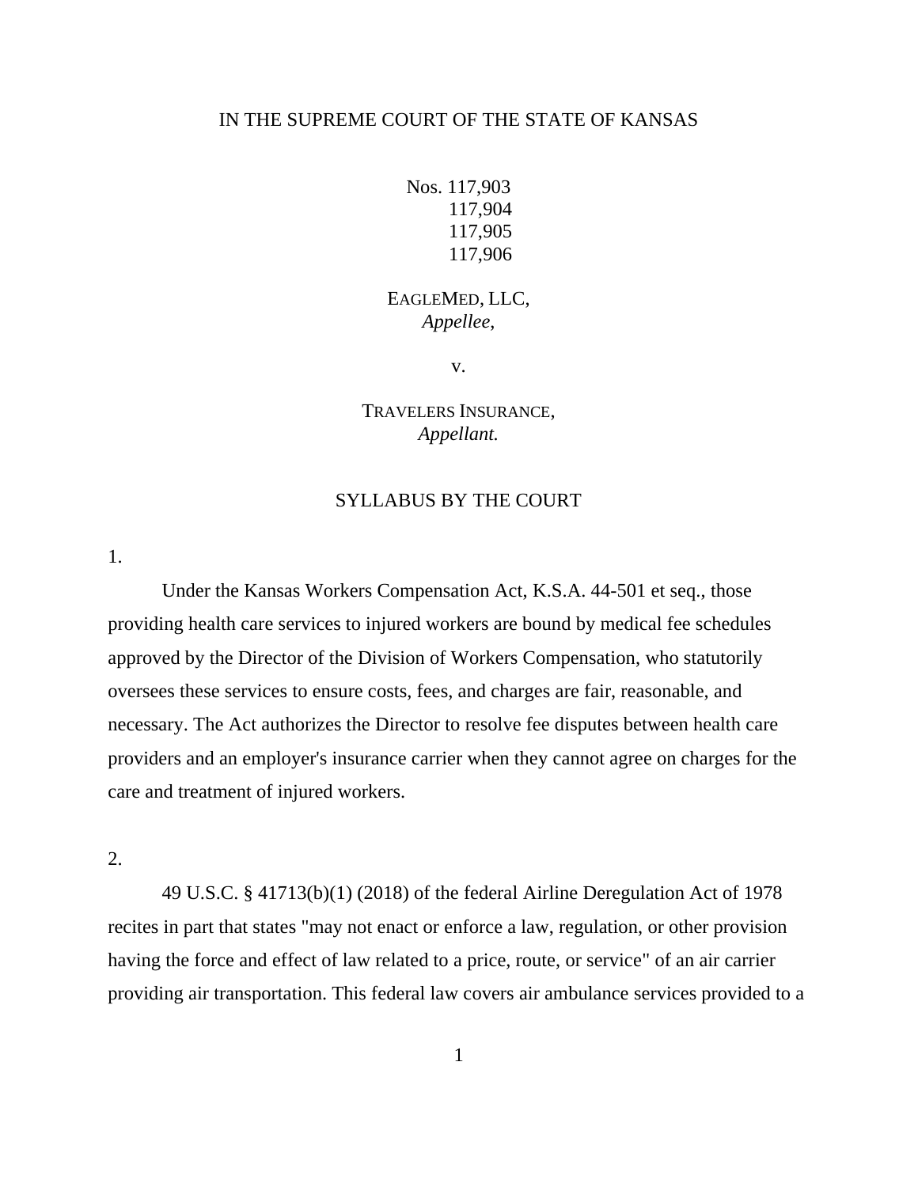IN THE SUPREME COURT OF THE STATE OF KANSAS

Nos. 117,903
117,904
117,905
117,906

EAGLEMED, LLC,
*Appellee,*

v.

TRAVELERS INSURANCE,
*Appellant.*

SYLLABUS BY THE COURT

1.

Under the Kansas Workers Compensation Act, K.S.A. 44-501 et seq., those providing health care services to injured workers are bound by medical fee schedules approved by the Director of the Division of Workers Compensation, who statutorily oversees these services to ensure costs, fees, and charges are fair, reasonable, and necessary. The Act authorizes the Director to resolve fee disputes between health care providers and an employer's insurance carrier when they cannot agree on charges for the care and treatment of injured workers.

2.

49 U.S.C. § 41713(b)(1) (2018) of the federal Airline Deregulation Act of 1978 recites in part that states "may not enact or enforce a law, regulation, or other provision having the force and effect of law related to a price, route, or service" of an air carrier providing air transportation. This federal law covers air ambulance services provided to a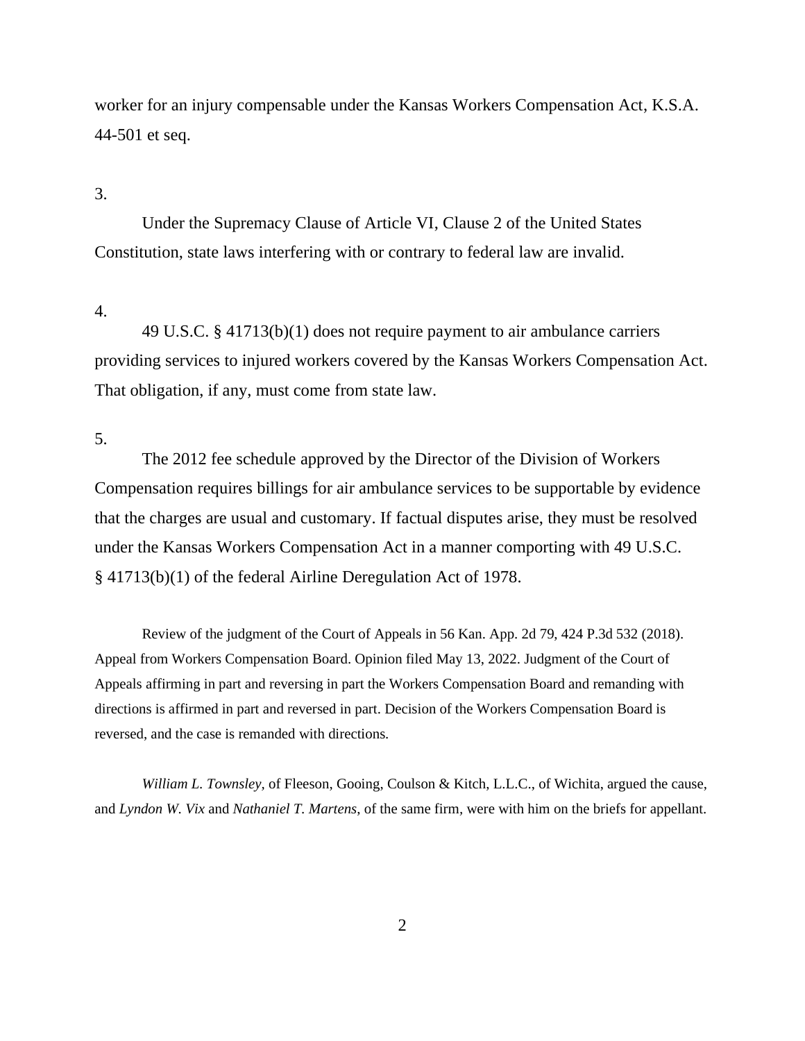worker for an injury compensable under the Kansas Workers Compensation Act, K.S.A. 44-501 et seq.

3.

Under the Supremacy Clause of Article VI, Clause 2 of the United States Constitution, state laws interfering with or contrary to federal law are invalid.

4.

49 U.S.C. § 41713(b)(1) does not require payment to air ambulance carriers providing services to injured workers covered by the Kansas Workers Compensation Act. That obligation, if any, must come from state law.

5.

The 2012 fee schedule approved by the Director of the Division of Workers Compensation requires billings for air ambulance services to be supportable by evidence that the charges are usual and customary. If factual disputes arise, they must be resolved under the Kansas Workers Compensation Act in a manner comporting with 49 U.S.C. § 41713(b)(1) of the federal Airline Deregulation Act of 1978.

Review of the judgment of the Court of Appeals in 56 Kan. App. 2d 79, 424 P.3d 532 (2018). Appeal from Workers Compensation Board. Opinion filed May 13, 2022. Judgment of the Court of Appeals affirming in part and reversing in part the Workers Compensation Board and remanding with directions is affirmed in part and reversed in part. Decision of the Workers Compensation Board is reversed, and the case is remanded with directions.

*William L. Townsley*, of Fleeson, Gooing, Coulson & Kitch, L.L.C., of Wichita, argued the cause, and *Lyndon W. Vix* and *Nathaniel T. Martens*, of the same firm, were with him on the briefs for appellant.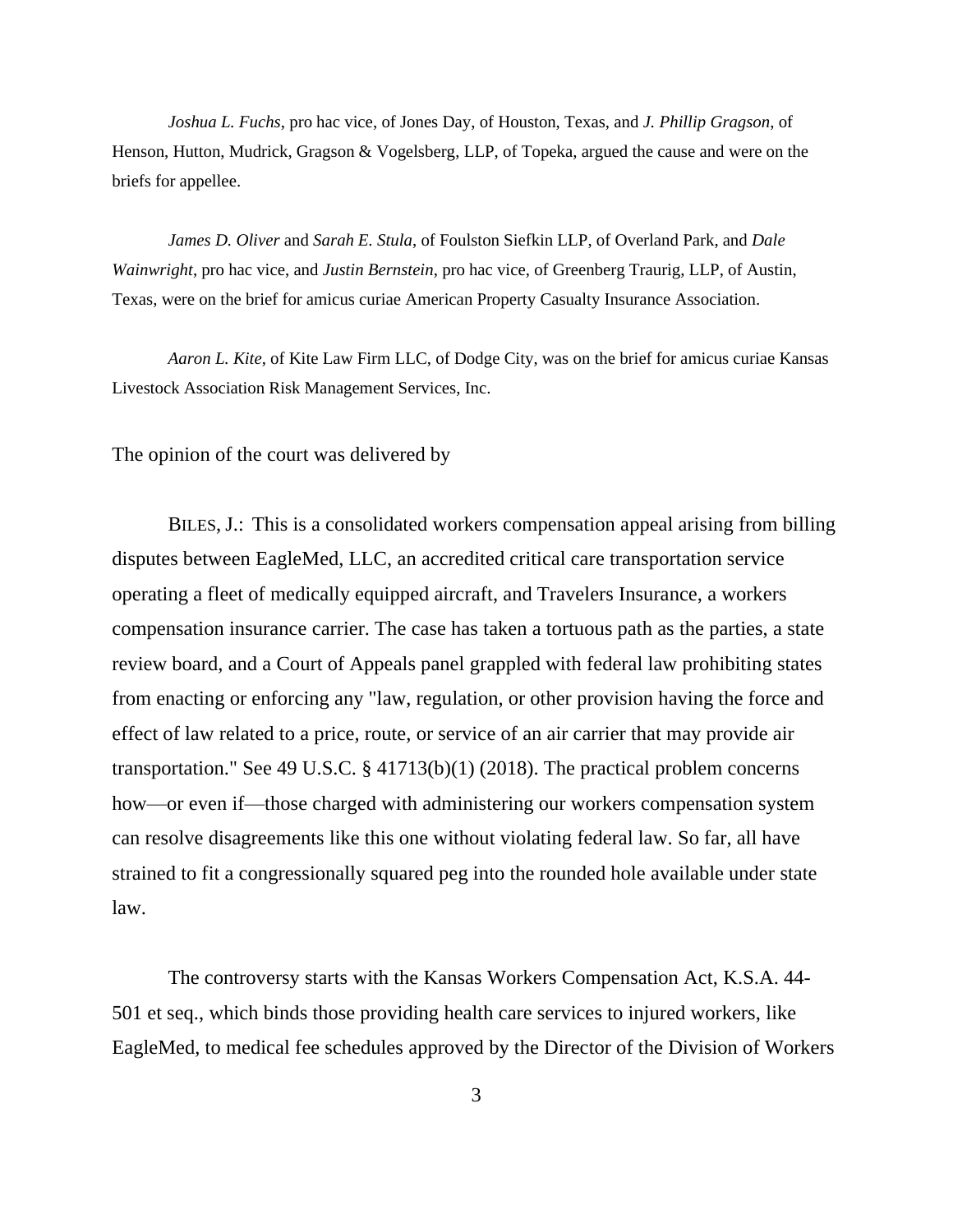*Joshua L. Fuchs*, pro hac vice, of Jones Day, of Houston, Texas, and *J. Phillip Gragson*, of Henson, Hutton, Mudrick, Gragson & Vogelsberg, LLP, of Topeka, argued the cause and were on the briefs for appellee.

*James D. Oliver* and *Sarah E. Stula*, of Foulston Siefkin LLP, of Overland Park, and *Dale Wainwright*, pro hac vice, and *Justin Bernstein*, pro hac vice, of Greenberg Traurig, LLP, of Austin, Texas, were on the brief for amicus curiae American Property Casualty Insurance Association.

*Aaron L. Kite*, of Kite Law Firm LLC, of Dodge City, was on the brief for amicus curiae Kansas Livestock Association Risk Management Services, Inc.

The opinion of the court was delivered by

BILES, J.: This is a consolidated workers compensation appeal arising from billing disputes between EagleMed, LLC, an accredited critical care transportation service operating a fleet of medically equipped aircraft, and Travelers Insurance, a workers compensation insurance carrier. The case has taken a tortuous path as the parties, a state review board, and a Court of Appeals panel grappled with federal law prohibiting states from enacting or enforcing any "law, regulation, or other provision having the force and effect of law related to a price, route, or service of an air carrier that may provide air transportation." See 49 U.S.C. § 41713(b)(1) (2018). The practical problem concerns how—or even if—those charged with administering our workers compensation system can resolve disagreements like this one without violating federal law. So far, all have strained to fit a congressionally squared peg into the rounded hole available under state law.

The controversy starts with the Kansas Workers Compensation Act, K.S.A. 44-501 et seq., which binds those providing health care services to injured workers, like EagleMed, to medical fee schedules approved by the Director of the Division of Workers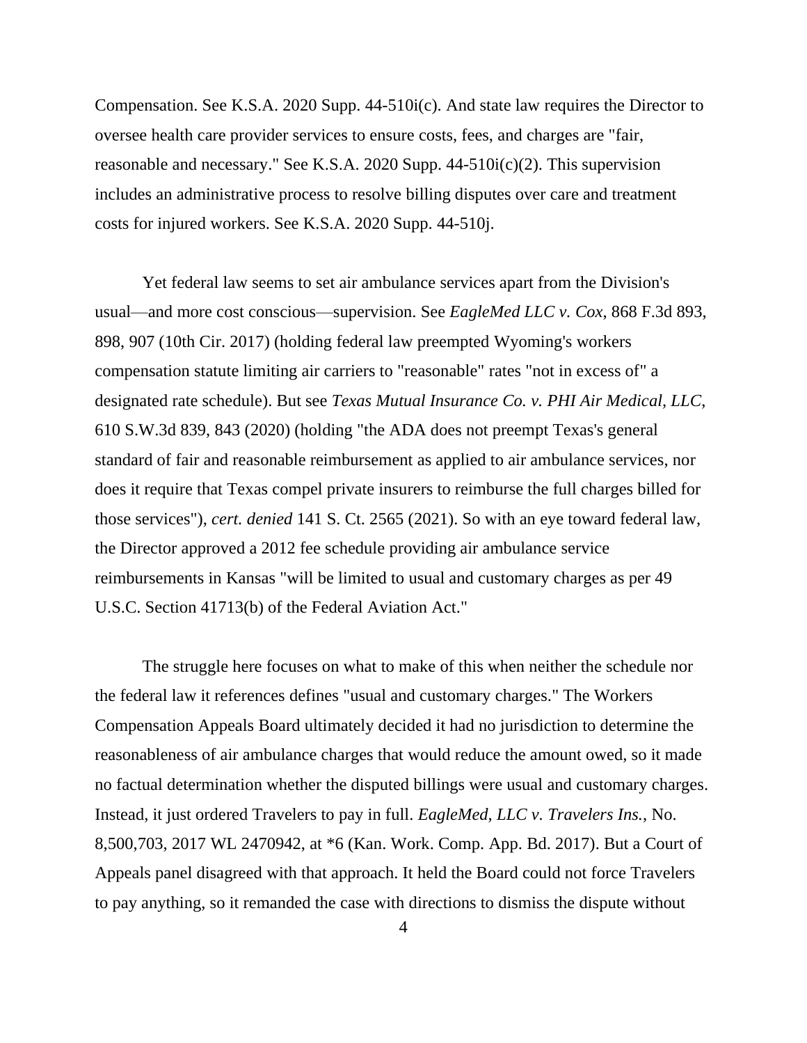Compensation. See K.S.A. 2020 Supp. 44-510i(c). And state law requires the Director to oversee health care provider services to ensure costs, fees, and charges are "fair, reasonable and necessary." See K.S.A. 2020 Supp. 44-510i(c)(2). This supervision includes an administrative process to resolve billing disputes over care and treatment costs for injured workers. See K.S.A. 2020 Supp. 44-510j.

Yet federal law seems to set air ambulance services apart from the Division's usual—and more cost conscious—supervision. See *EagleMed LLC v. Cox*, 868 F.3d 893, 898, 907 (10th Cir. 2017) (holding federal law preempted Wyoming's workers compensation statute limiting air carriers to "reasonable" rates "not in excess of" a designated rate schedule). But see *Texas Mutual Insurance Co. v. PHI Air Medical, LLC*, 610 S.W.3d 839, 843 (2020) (holding "the ADA does not preempt Texas's general standard of fair and reasonable reimbursement as applied to air ambulance services, nor does it require that Texas compel private insurers to reimburse the full charges billed for those services"), *cert. denied* 141 S. Ct. 2565 (2021). So with an eye toward federal law, the Director approved a 2012 fee schedule providing air ambulance service reimbursements in Kansas "will be limited to usual and customary charges as per 49 U.S.C. Section 41713(b) of the Federal Aviation Act."

The struggle here focuses on what to make of this when neither the schedule nor the federal law it references defines "usual and customary charges." The Workers Compensation Appeals Board ultimately decided it had no jurisdiction to determine the reasonableness of air ambulance charges that would reduce the amount owed, so it made no factual determination whether the disputed billings were usual and customary charges. Instead, it just ordered Travelers to pay in full. *EagleMed, LLC v. Travelers Ins.*, No. 8,500,703, 2017 WL 2470942, at *6 (Kan. Work. Comp. App. Bd. 2017). But a Court of Appeals panel disagreed with that approach. It held the Board could not force Travelers to pay anything, so it remanded the case with directions to dismiss the dispute without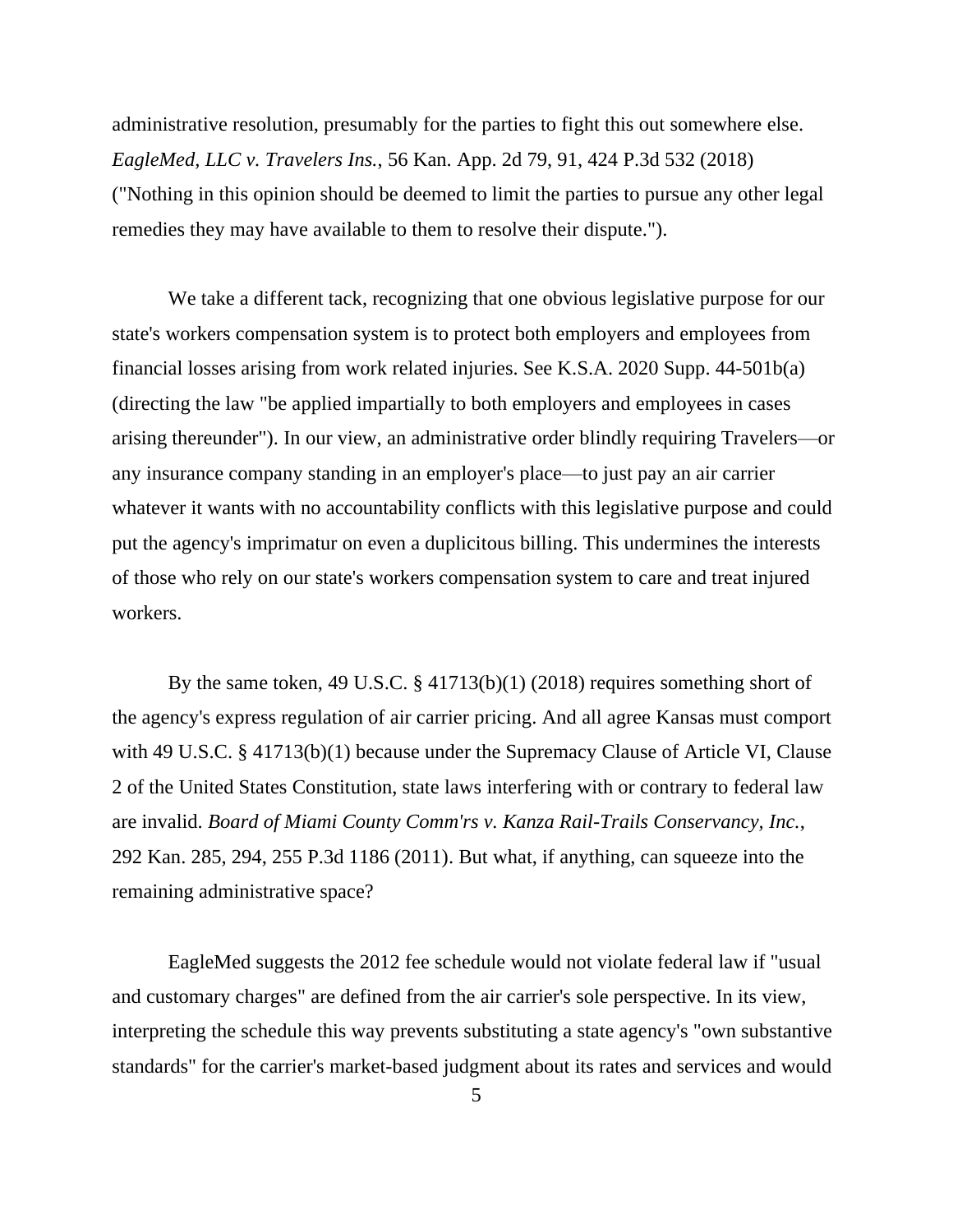administrative resolution, presumably for the parties to fight this out somewhere else. *EagleMed, LLC v. Travelers Ins.*, 56 Kan. App. 2d 79, 91, 424 P.3d 532 (2018) ("Nothing in this opinion should be deemed to limit the parties to pursue any other legal remedies they may have available to them to resolve their dispute.").

We take a different tack, recognizing that one obvious legislative purpose for our state's workers compensation system is to protect both employers and employees from financial losses arising from work related injuries. See K.S.A. 2020 Supp. 44-501b(a) (directing the law "be applied impartially to both employers and employees in cases arising thereunder"). In our view, an administrative order blindly requiring Travelers—or any insurance company standing in an employer's place—to just pay an air carrier whatever it wants with no accountability conflicts with this legislative purpose and could put the agency's imprimatur on even a duplicitous billing. This undermines the interests of those who rely on our state's workers compensation system to care and treat injured workers.

By the same token, 49 U.S.C. § 41713(b)(1) (2018) requires something short of the agency's express regulation of air carrier pricing. And all agree Kansas must comport with 49 U.S.C. § 41713(b)(1) because under the Supremacy Clause of Article VI, Clause 2 of the United States Constitution, state laws interfering with or contrary to federal law are invalid. *Board of Miami County Comm'rs v. Kanza Rail-Trails Conservancy, Inc.*, 292 Kan. 285, 294, 255 P.3d 1186 (2011). But what, if anything, can squeeze into the remaining administrative space?

EagleMed suggests the 2012 fee schedule would not violate federal law if "usual and customary charges" are defined from the air carrier's sole perspective. In its view, interpreting the schedule this way prevents substituting a state agency's "own substantive standards" for the carrier's market-based judgment about its rates and services and would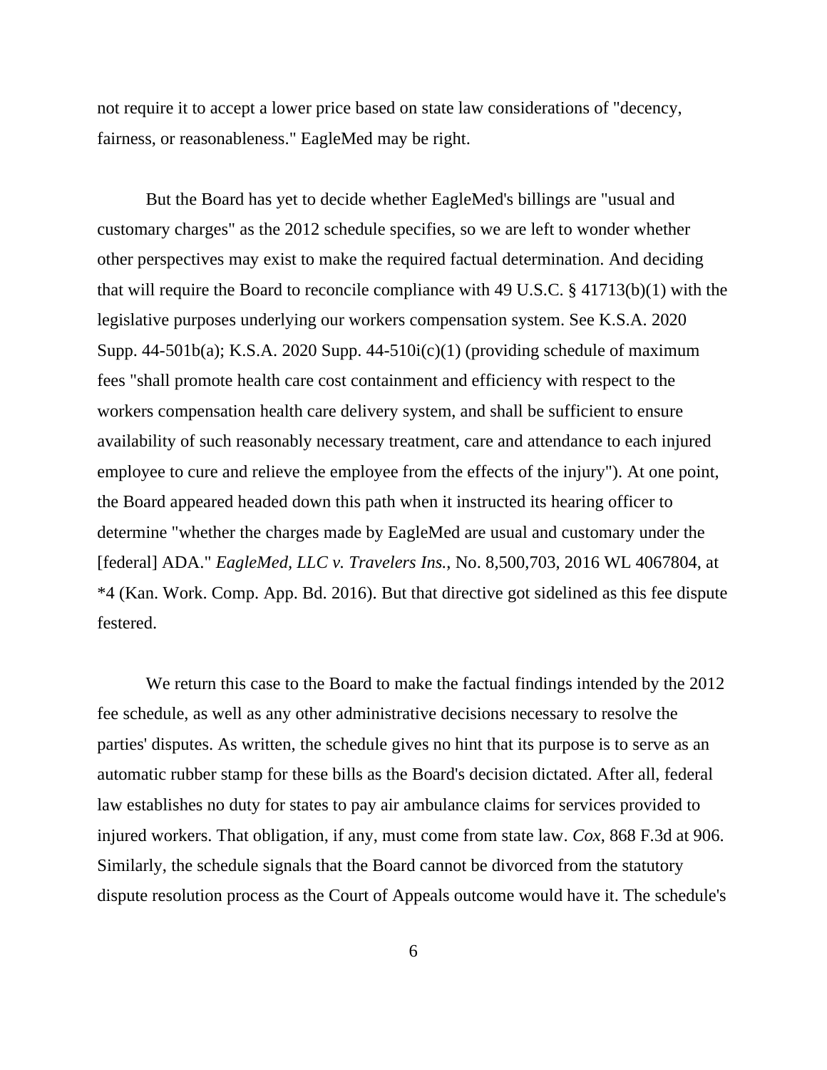not require it to accept a lower price based on state law considerations of "decency, fairness, or reasonableness." EagleMed may be right.

But the Board has yet to decide whether EagleMed's billings are "usual and customary charges" as the 2012 schedule specifies, so we are left to wonder whether other perspectives may exist to make the required factual determination. And deciding that will require the Board to reconcile compliance with 49 U.S.C. § 41713(b)(1) with the legislative purposes underlying our workers compensation system. See K.S.A. 2020 Supp. 44-501b(a); K.S.A. 2020 Supp. 44-510i(c)(1) (providing schedule of maximum fees "shall promote health care cost containment and efficiency with respect to the workers compensation health care delivery system, and shall be sufficient to ensure availability of such reasonably necessary treatment, care and attendance to each injured employee to cure and relieve the employee from the effects of the injury"). At one point, the Board appeared headed down this path when it instructed its hearing officer to determine "whether the charges made by EagleMed are usual and customary under the [federal] ADA." *EagleMed, LLC v. Travelers Ins.*, No. 8,500,703, 2016 WL 4067804, at *4 (Kan. Work. Comp. App. Bd. 2016). But that directive got sidelined as this fee dispute festered.

We return this case to the Board to make the factual findings intended by the 2012 fee schedule, as well as any other administrative decisions necessary to resolve the parties' disputes. As written, the schedule gives no hint that its purpose is to serve as an automatic rubber stamp for these bills as the Board's decision dictated. After all, federal law establishes no duty for states to pay air ambulance claims for services provided to injured workers. That obligation, if any, must come from state law. *Cox*, 868 F.3d at 906. Similarly, the schedule signals that the Board cannot be divorced from the statutory dispute resolution process as the Court of Appeals outcome would have it. The schedule's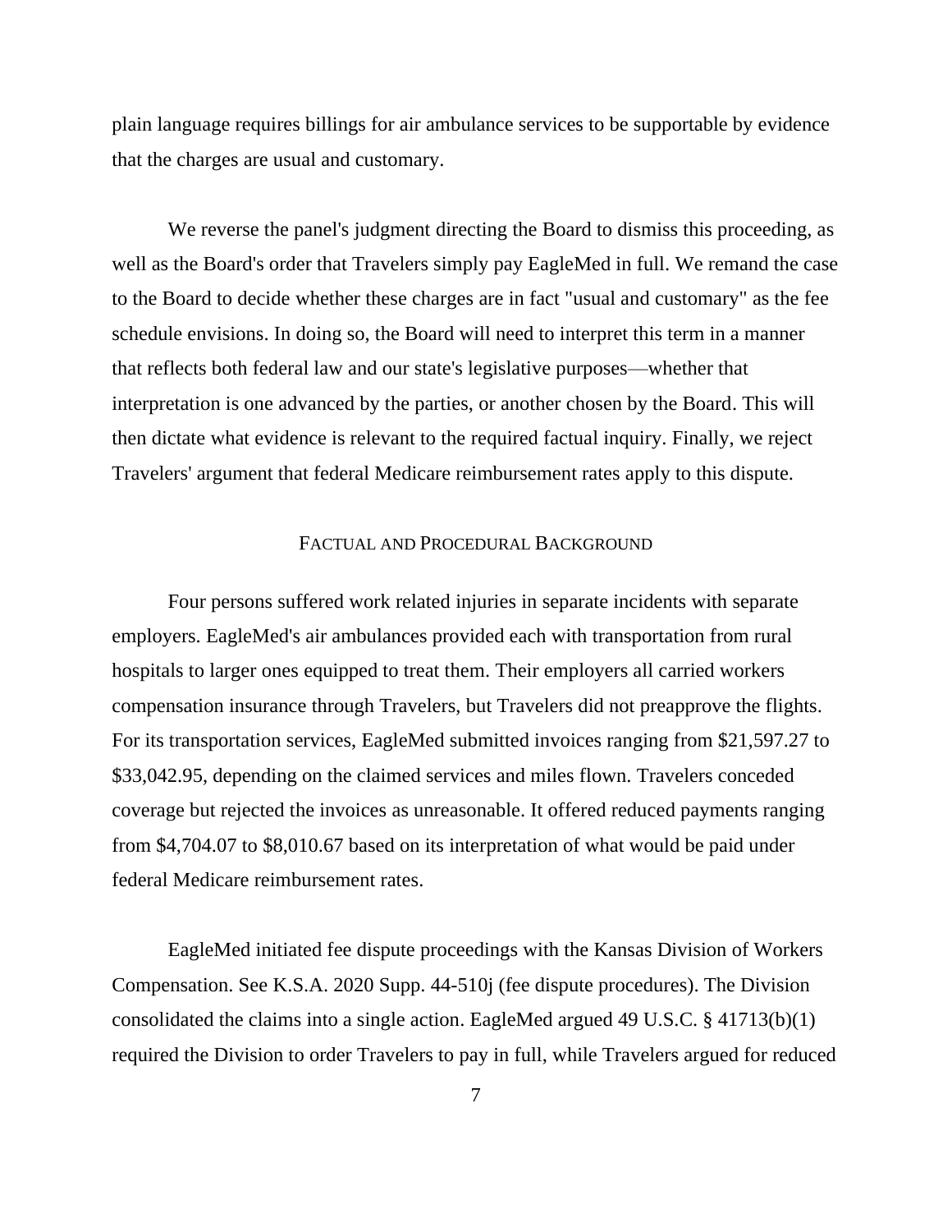plain language requires billings for air ambulance services to be supportable by evidence that the charges are usual and customary.

We reverse the panel's judgment directing the Board to dismiss this proceeding, as well as the Board's order that Travelers simply pay EagleMed in full. We remand the case to the Board to decide whether these charges are in fact "usual and customary" as the fee schedule envisions. In doing so, the Board will need to interpret this term in a manner that reflects both federal law and our state's legislative purposes—whether that interpretation is one advanced by the parties, or another chosen by the Board. This will then dictate what evidence is relevant to the required factual inquiry. Finally, we reject Travelers' argument that federal Medicare reimbursement rates apply to this dispute.

## FACTUAL AND PROCEDURAL BACKGROUND

Four persons suffered work related injuries in separate incidents with separate employers. EagleMed's air ambulances provided each with transportation from rural hospitals to larger ones equipped to treat them. Their employers all carried workers compensation insurance through Travelers, but Travelers did not preapprove the flights. For its transportation services, EagleMed submitted invoices ranging from $21,597.27 to $33,042.95, depending on the claimed services and miles flown. Travelers conceded coverage but rejected the invoices as unreasonable. It offered reduced payments ranging from $4,704.07 to $8,010.67 based on its interpretation of what would be paid under federal Medicare reimbursement rates.

EagleMed initiated fee dispute proceedings with the Kansas Division of Workers Compensation. See K.S.A. 2020 Supp. 44-510j (fee dispute procedures). The Division consolidated the claims into a single action. EagleMed argued 49 U.S.C. § 41713(b)(1) required the Division to order Travelers to pay in full, while Travelers argued for reduced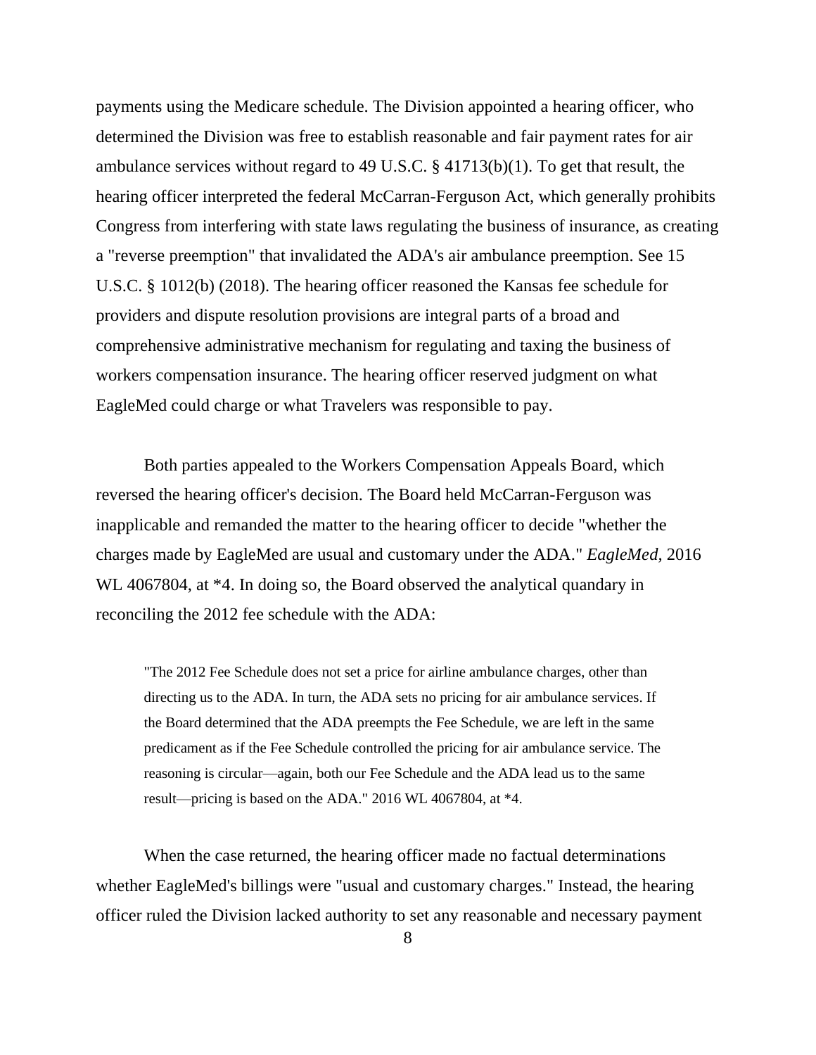payments using the Medicare schedule. The Division appointed a hearing officer, who determined the Division was free to establish reasonable and fair payment rates for air ambulance services without regard to 49 U.S.C. § 41713(b)(1). To get that result, the hearing officer interpreted the federal McCarran-Ferguson Act, which generally prohibits Congress from interfering with state laws regulating the business of insurance, as creating a "reverse preemption" that invalidated the ADA's air ambulance preemption. See 15 U.S.C. § 1012(b) (2018). The hearing officer reasoned the Kansas fee schedule for providers and dispute resolution provisions are integral parts of a broad and comprehensive administrative mechanism for regulating and taxing the business of workers compensation insurance. The hearing officer reserved judgment on what EagleMed could charge or what Travelers was responsible to pay.

Both parties appealed to the Workers Compensation Appeals Board, which reversed the hearing officer's decision. The Board held McCarran-Ferguson was inapplicable and remanded the matter to the hearing officer to decide "whether the charges made by EagleMed are usual and customary under the ADA." *EagleMed*, 2016 WL 4067804, at *4. In doing so, the Board observed the analytical quandary in reconciling the 2012 fee schedule with the ADA:

> "The 2012 Fee Schedule does not set a price for airline ambulance charges, other than directing us to the ADA. In turn, the ADA sets no pricing for air ambulance services. If the Board determined that the ADA preempts the Fee Schedule, we are left in the same predicament as if the Fee Schedule controlled the pricing for air ambulance service. The reasoning is circular—again, both our Fee Schedule and the ADA lead us to the same result—pricing is based on the ADA." 2016 WL 4067804, at *4.

When the case returned, the hearing officer made no factual determinations whether EagleMed's billings were "usual and customary charges." Instead, the hearing officer ruled the Division lacked authority to set any reasonable and necessary payment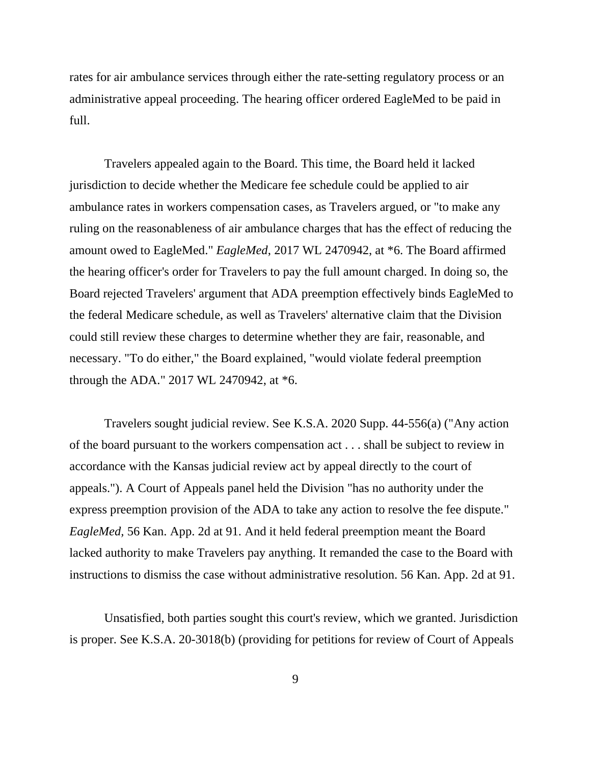rates for air ambulance services through either the rate-setting regulatory process or an administrative appeal proceeding. The hearing officer ordered EagleMed to be paid in full.

Travelers appealed again to the Board. This time, the Board held it lacked jurisdiction to decide whether the Medicare fee schedule could be applied to air ambulance rates in workers compensation cases, as Travelers argued, or "to make any ruling on the reasonableness of air ambulance charges that has the effect of reducing the amount owed to EagleMed." *EagleMed*, 2017 WL 2470942, at *6. The Board affirmed the hearing officer's order for Travelers to pay the full amount charged. In doing so, the Board rejected Travelers' argument that ADA preemption effectively binds EagleMed to the federal Medicare schedule, as well as Travelers' alternative claim that the Division could still review these charges to determine whether they are fair, reasonable, and necessary. "To do either," the Board explained, "would violate federal preemption through the ADA." 2017 WL 2470942, at *6.

Travelers sought judicial review. See K.S.A. 2020 Supp. 44-556(a) ("Any action of the board pursuant to the workers compensation act . . . shall be subject to review in accordance with the Kansas judicial review act by appeal directly to the court of appeals."). A Court of Appeals panel held the Division "has no authority under the express preemption provision of the ADA to take any action to resolve the fee dispute." *EagleMed,* 56 Kan. App. 2d at 91. And it held federal preemption meant the Board lacked authority to make Travelers pay anything. It remanded the case to the Board with instructions to dismiss the case without administrative resolution. 56 Kan. App. 2d at 91.

Unsatisfied, both parties sought this court's review, which we granted. Jurisdiction is proper. See K.S.A. 20-3018(b) (providing for petitions for review of Court of Appeals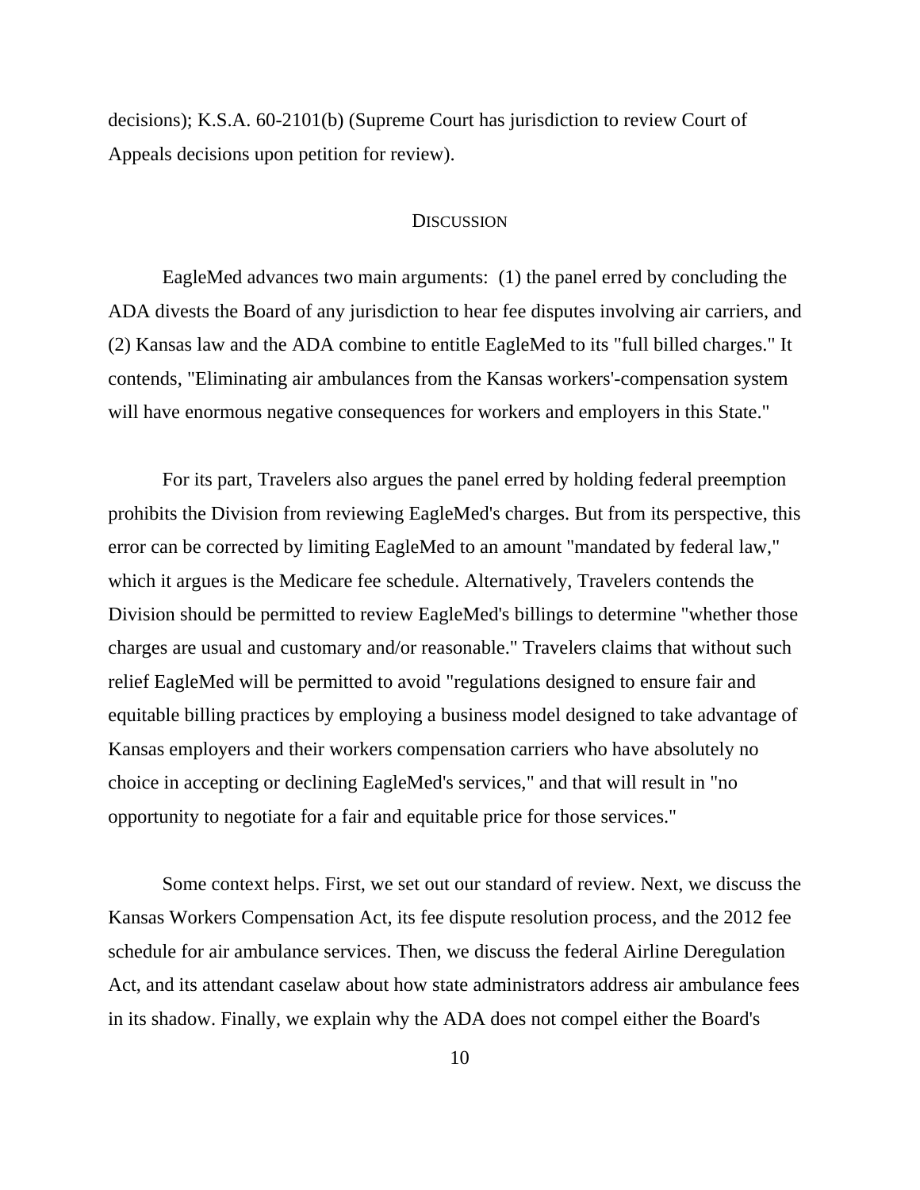decisions); K.S.A. 60-2101(b) (Supreme Court has jurisdiction to review Court of Appeals decisions upon petition for review).

## DISCUSSION

EagleMed advances two main arguments: (1) the panel erred by concluding the ADA divests the Board of any jurisdiction to hear fee disputes involving air carriers, and (2) Kansas law and the ADA combine to entitle EagleMed to its "full billed charges." It contends, "Eliminating air ambulances from the Kansas workers'-compensation system will have enormous negative consequences for workers and employers in this State."

For its part, Travelers also argues the panel erred by holding federal preemption prohibits the Division from reviewing EagleMed's charges. But from its perspective, this error can be corrected by limiting EagleMed to an amount "mandated by federal law," which it argues is the Medicare fee schedule. Alternatively, Travelers contends the Division should be permitted to review EagleMed's billings to determine "whether those charges are usual and customary and/or reasonable." Travelers claims that without such relief EagleMed will be permitted to avoid "regulations designed to ensure fair and equitable billing practices by employing a business model designed to take advantage of Kansas employers and their workers compensation carriers who have absolutely no choice in accepting or declining EagleMed's services," and that will result in "no opportunity to negotiate for a fair and equitable price for those services."

Some context helps. First, we set out our standard of review. Next, we discuss the Kansas Workers Compensation Act, its fee dispute resolution process, and the 2012 fee schedule for air ambulance services. Then, we discuss the federal Airline Deregulation Act, and its attendant caselaw about how state administrators address air ambulance fees in its shadow. Finally, we explain why the ADA does not compel either the Board's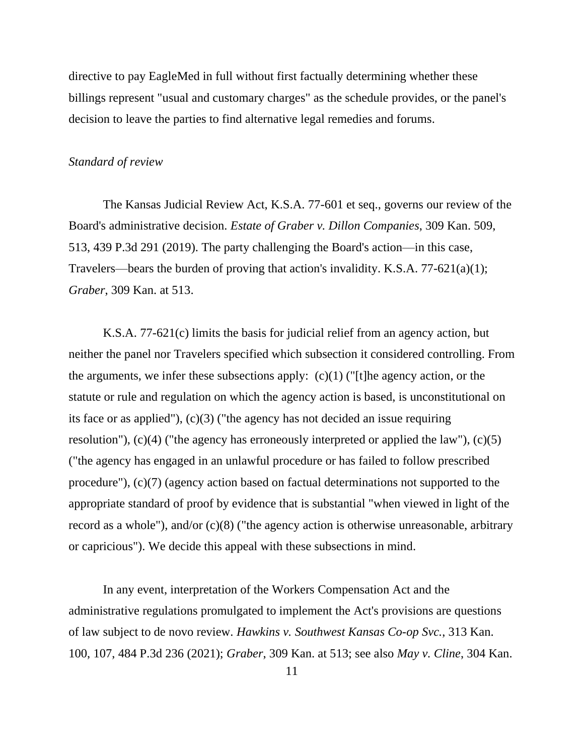directive to pay EagleMed in full without first factually determining whether these billings represent "usual and customary charges" as the schedule provides, or the panel's decision to leave the parties to find alternative legal remedies and forums.

*Standard of review*

The Kansas Judicial Review Act, K.S.A. 77-601 et seq., governs our review of the Board's administrative decision. *Estate of Graber v. Dillon Companies*, 309 Kan. 509, 513, 439 P.3d 291 (2019). The party challenging the Board's action—in this case, Travelers—bears the burden of proving that action's invalidity. K.S.A. 77-621(a)(1); *Graber*, 309 Kan. at 513.

K.S.A. 77-621(c) limits the basis for judicial relief from an agency action, but neither the panel nor Travelers specified which subsection it considered controlling. From the arguments, we infer these subsections apply: (c)(1) ("[t]he agency action, or the statute or rule and regulation on which the agency action is based, is unconstitutional on its face or as applied"), (c)(3) ("the agency has not decided an issue requiring resolution"), (c)(4) ("the agency has erroneously interpreted or applied the law"), (c)(5) ("the agency has engaged in an unlawful procedure or has failed to follow prescribed procedure"), (c)(7) (agency action based on factual determinations not supported to the appropriate standard of proof by evidence that is substantial "when viewed in light of the record as a whole"), and/or (c)(8) ("the agency action is otherwise unreasonable, arbitrary or capricious"). We decide this appeal with these subsections in mind.

In any event, interpretation of the Workers Compensation Act and the administrative regulations promulgated to implement the Act's provisions are questions of law subject to de novo review. *Hawkins v. Southwest Kansas Co-op Svc.*, 313 Kan. 100, 107, 484 P.3d 236 (2021); *Graber*, 309 Kan. at 513; see also *May v. Cline*, 304 Kan.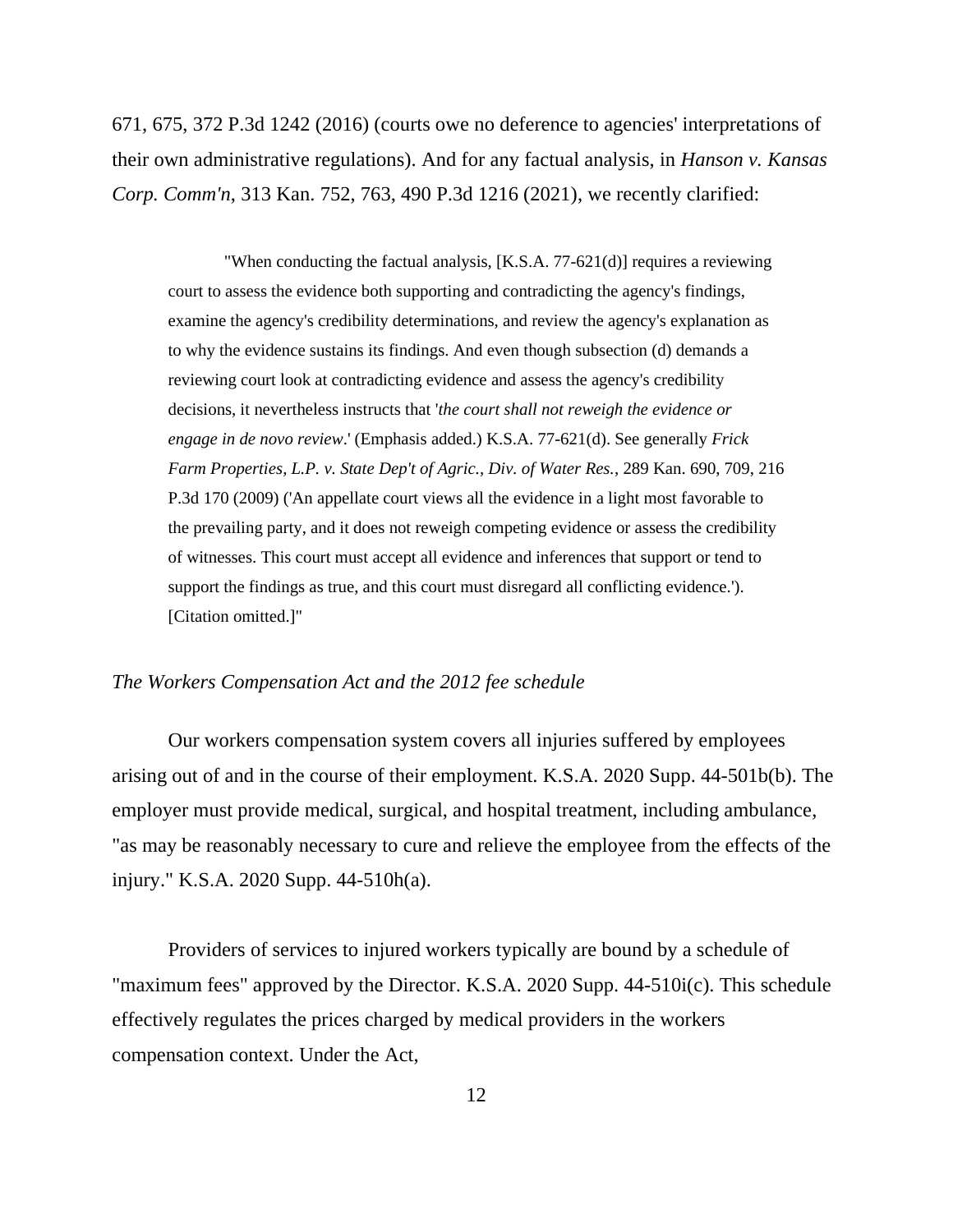671, 675, 372 P.3d 1242 (2016) (courts owe no deference to agencies' interpretations of their own administrative regulations). And for any factual analysis, in *Hanson v. Kansas Corp. Comm'n*, 313 Kan. 752, 763, 490 P.3d 1216 (2021), we recently clarified:

> "When conducting the factual analysis, [K.S.A. 77-621(d)] requires a reviewing court to assess the evidence both supporting and contradicting the agency's findings, examine the agency's credibility determinations, and review the agency's explanation as to why the evidence sustains its findings. And even though subsection (d) demands a reviewing court look at contradicting evidence and assess the agency's credibility decisions, it nevertheless instructs that '*the court shall not reweigh the evidence or engage in de novo review*.' (Emphasis added.) K.S.A. 77-621(d). See generally *Frick Farm Properties, L.P. v. State Dep't of Agric., Div. of Water Res.*, 289 Kan. 690, 709, 216 P.3d 170 (2009) ('An appellate court views all the evidence in a light most favorable to the prevailing party, and it does not reweigh competing evidence or assess the credibility of witnesses. This court must accept all evidence and inferences that support or tend to support the findings as true, and this court must disregard all conflicting evidence.'). [Citation omitted.]"

*The Workers Compensation Act and the 2012 fee schedule*

Our workers compensation system covers all injuries suffered by employees arising out of and in the course of their employment. K.S.A. 2020 Supp. 44-501b(b). The employer must provide medical, surgical, and hospital treatment, including ambulance, "as may be reasonably necessary to cure and relieve the employee from the effects of the injury." K.S.A. 2020 Supp. 44-510h(a).

Providers of services to injured workers typically are bound by a schedule of "maximum fees" approved by the Director. K.S.A. 2020 Supp. 44-510i(c). This schedule effectively regulates the prices charged by medical providers in the workers compensation context. Under the Act,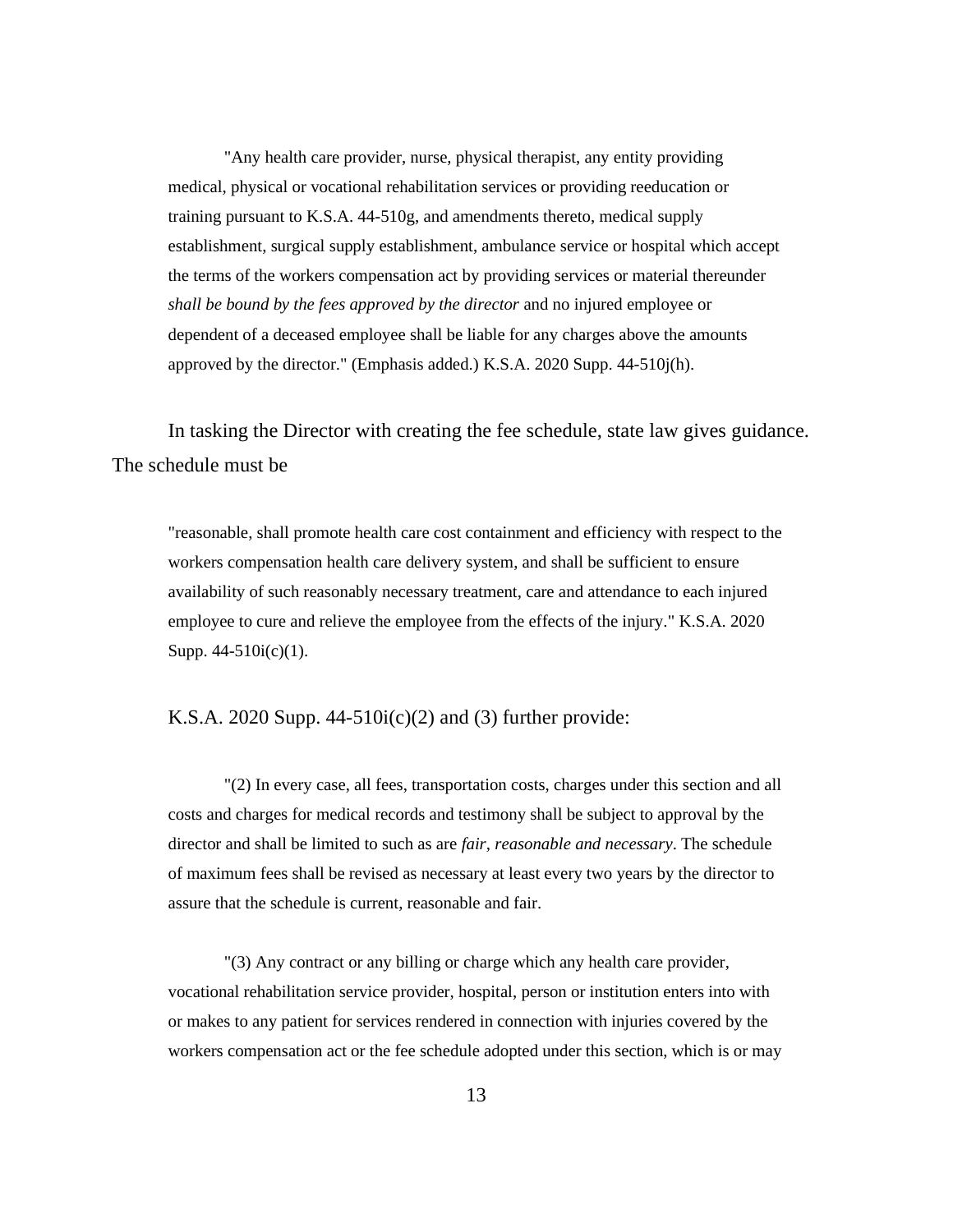> "Any health care provider, nurse, physical therapist, any entity providing medical, physical or vocational rehabilitation services or providing reeducation or training pursuant to K.S.A. 44-510g, and amendments thereto, medical supply establishment, surgical supply establishment, ambulance service or hospital which accept the terms of the workers compensation act by providing services or material thereunder *shall be bound by the fees approved by the director* and no injured employee or dependent of a deceased employee shall be liable for any charges above the amounts approved by the director." (Emphasis added.) K.S.A. 2020 Supp. 44-510j(h).

In tasking the Director with creating the fee schedule, state law gives guidance. The schedule must be

> "reasonable, shall promote health care cost containment and efficiency with respect to the workers compensation health care delivery system, and shall be sufficient to ensure availability of such reasonably necessary treatment, care and attendance to each injured employee to cure and relieve the employee from the effects of the injury." K.S.A. 2020 Supp. 44-510i(c)(1).

K.S.A. 2020 Supp. 44-510i(c)(2) and (3) further provide:

> "(2) In every case, all fees, transportation costs, charges under this section and all costs and charges for medical records and testimony shall be subject to approval by the director and shall be limited to such as are *fair, reasonable and necessary*. The schedule of maximum fees shall be revised as necessary at least every two years by the director to assure that the schedule is current, reasonable and fair.
>
> "(3) Any contract or any billing or charge which any health care provider, vocational rehabilitation service provider, hospital, person or institution enters into with or makes to any patient for services rendered in connection with injuries covered by the workers compensation act or the fee schedule adopted under this section, which is or may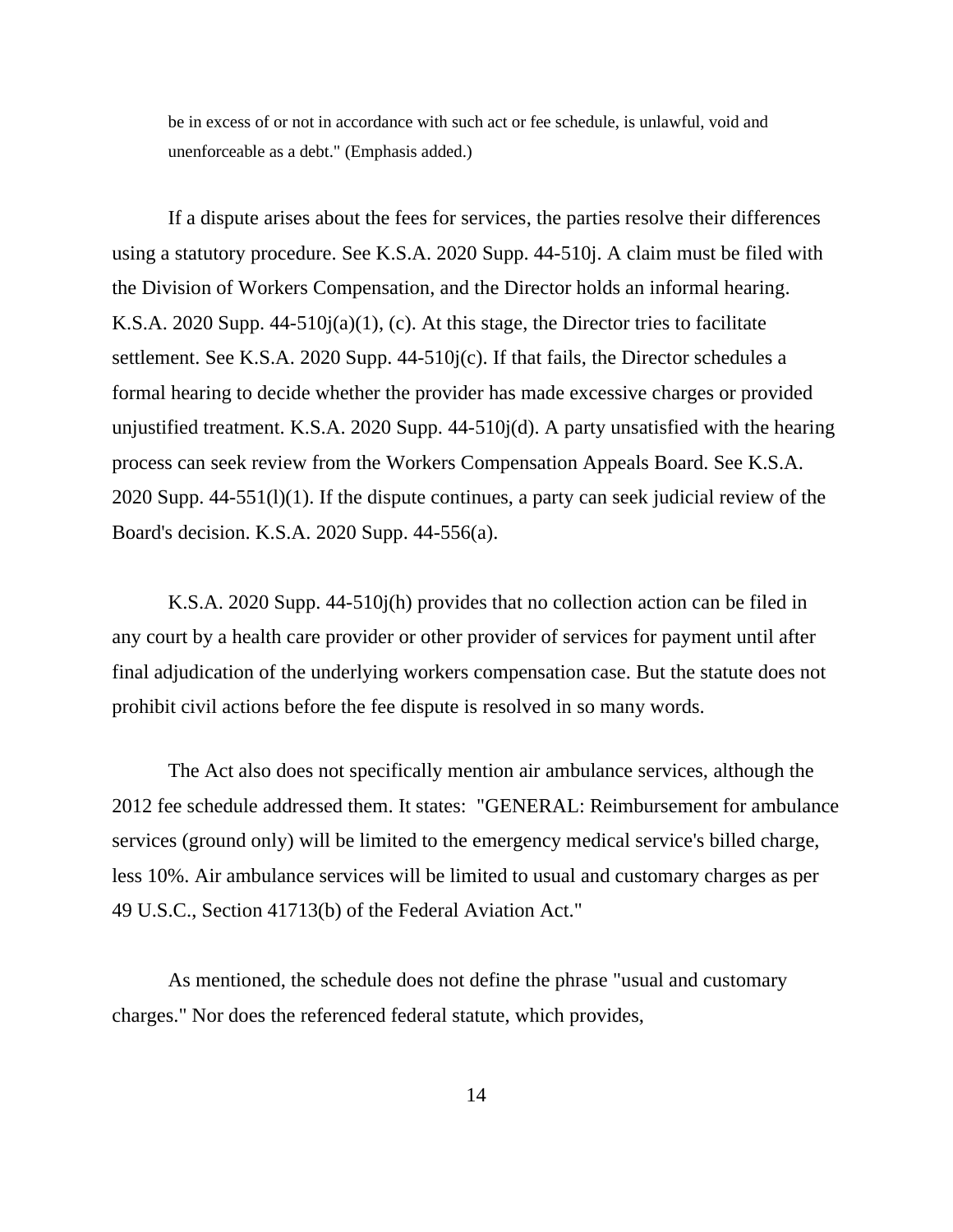> be in excess of or not in accordance with such act or fee schedule, is unlawful, void and unenforceable as a debt." (Emphasis added.)

If a dispute arises about the fees for services, the parties resolve their differences using a statutory procedure. See K.S.A. 2020 Supp. 44-510j. A claim must be filed with the Division of Workers Compensation, and the Director holds an informal hearing. K.S.A. 2020 Supp. 44-510j(a)(1), (c). At this stage, the Director tries to facilitate settlement. See K.S.A. 2020 Supp. 44-510j(c). If that fails, the Director schedules a formal hearing to decide whether the provider has made excessive charges or provided unjustified treatment. K.S.A. 2020 Supp. 44-510j(d). A party unsatisfied with the hearing process can seek review from the Workers Compensation Appeals Board. See K.S.A. 2020 Supp. 44-551(l)(1). If the dispute continues, a party can seek judicial review of the Board's decision. K.S.A. 2020 Supp. 44-556(a).

K.S.A. 2020 Supp. 44-510j(h) provides that no collection action can be filed in any court by a health care provider or other provider of services for payment until after final adjudication of the underlying workers compensation case. But the statute does not prohibit civil actions before the fee dispute is resolved in so many words.

The Act also does not specifically mention air ambulance services, although the 2012 fee schedule addressed them. It states: "GENERAL: Reimbursement for ambulance services (ground only) will be limited to the emergency medical service's billed charge, less 10%. Air ambulance services will be limited to usual and customary charges as per 49 U.S.C., Section 41713(b) of the Federal Aviation Act."

As mentioned, the schedule does not define the phrase "usual and customary charges." Nor does the referenced federal statute, which provides,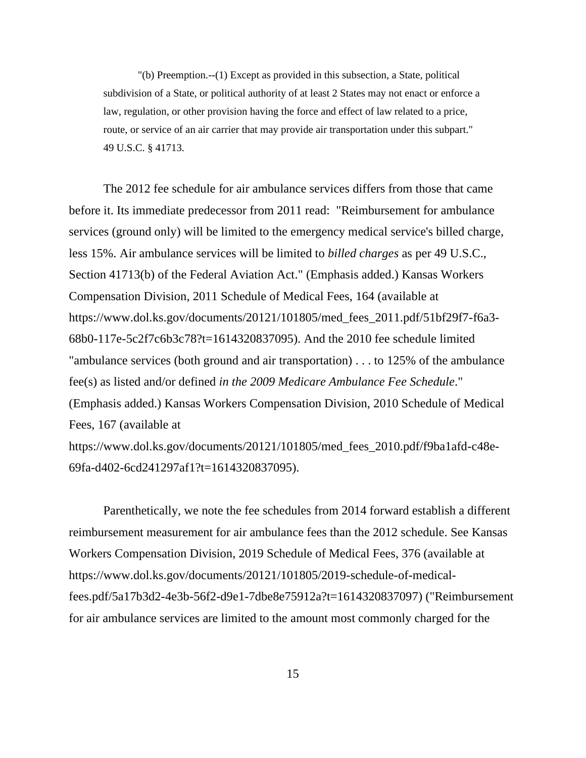> "(b) Preemption.--(1) Except as provided in this subsection, a State, political subdivision of a State, or political authority of at least 2 States may not enact or enforce a law, regulation, or other provision having the force and effect of law related to a price, route, or service of an air carrier that may provide air transportation under this subpart." 49 U.S.C. § 41713.

The 2012 fee schedule for air ambulance services differs from those that came before it. Its immediate predecessor from 2011 read: "Reimbursement for ambulance services (ground only) will be limited to the emergency medical service's billed charge, less 15%. Air ambulance services will be limited to *billed charges* as per 49 U.S.C., Section 41713(b) of the Federal Aviation Act." (Emphasis added.) Kansas Workers Compensation Division, 2011 Schedule of Medical Fees, 164 (available at https://www.dol.ks.gov/documents/20121/101805/med_fees_2011.pdf/51bf29f7-f6a3-68b0-117e-5c2f7c6b3c78?t=1614320837095). And the 2010 fee schedule limited "ambulance services (both ground and air transportation) . . . to 125% of the ambulance fee(s) as listed and/or defined *in the 2009 Medicare Ambulance Fee Schedule*." (Emphasis added.) Kansas Workers Compensation Division, 2010 Schedule of Medical Fees, 167 (available at https://www.dol.ks.gov/documents/20121/101805/med_fees_2010.pdf/f9ba1afd-c48e-69fa-d402-6cd241297af1?t=1614320837095).

Parenthetically, we note the fee schedules from 2014 forward establish a different reimbursement measurement for air ambulance fees than the 2012 schedule. See Kansas Workers Compensation Division, 2019 Schedule of Medical Fees, 376 (available at https://www.dol.ks.gov/documents/20121/101805/2019-schedule-of-medical-fees.pdf/5a17b3d2-4e3b-56f2-d9e1-7dbe8e75912a?t=1614320837097) ("Reimbursement for air ambulance services are limited to the amount most commonly charged for the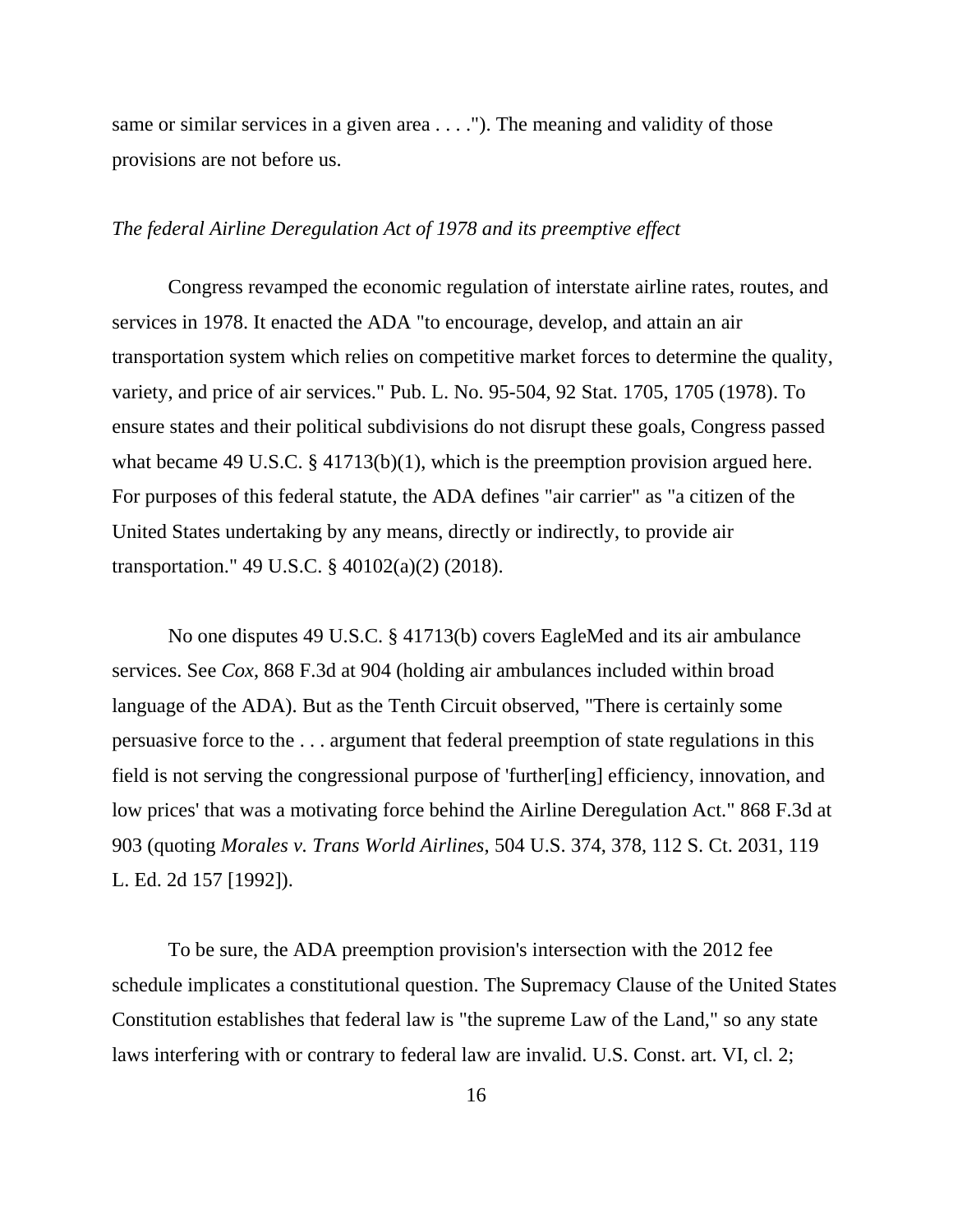same or similar services in a given area . . . ."). The meaning and validity of those provisions are not before us.

*The federal Airline Deregulation Act of 1978 and its preemptive effect*

Congress revamped the economic regulation of interstate airline rates, routes, and services in 1978. It enacted the ADA "to encourage, develop, and attain an air transportation system which relies on competitive market forces to determine the quality, variety, and price of air services." Pub. L. No. 95-504, 92 Stat. 1705, 1705 (1978). To ensure states and their political subdivisions do not disrupt these goals, Congress passed what became 49 U.S.C. § 41713(b)(1), which is the preemption provision argued here. For purposes of this federal statute, the ADA defines "air carrier" as "a citizen of the United States undertaking by any means, directly or indirectly, to provide air transportation." 49 U.S.C. § 40102(a)(2) (2018).

No one disputes 49 U.S.C. § 41713(b) covers EagleMed and its air ambulance services. See *Cox*, 868 F.3d at 904 (holding air ambulances included within broad language of the ADA). But as the Tenth Circuit observed, "There is certainly some persuasive force to the . . . argument that federal preemption of state regulations in this field is not serving the congressional purpose of 'further[ing] efficiency, innovation, and low prices' that was a motivating force behind the Airline Deregulation Act." 868 F.3d at 903 (quoting *Morales v. Trans World Airlines*, 504 U.S. 374, 378, 112 S. Ct. 2031, 119 L. Ed. 2d 157 [1992]).

To be sure, the ADA preemption provision's intersection with the 2012 fee schedule implicates a constitutional question. The Supremacy Clause of the United States Constitution establishes that federal law is "the supreme Law of the Land," so any state laws interfering with or contrary to federal law are invalid. U.S. Const. art. VI, cl. 2;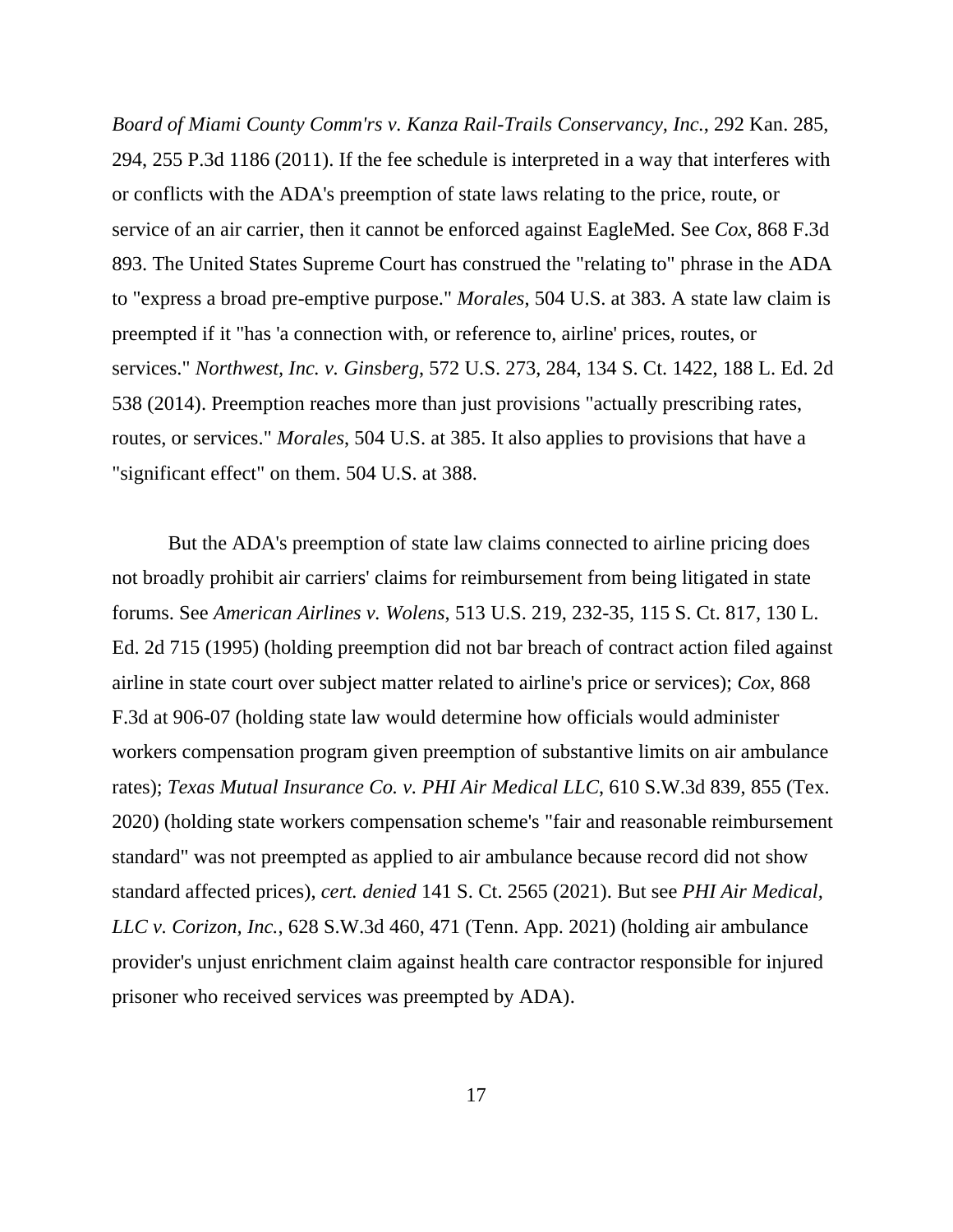*Board of Miami County Comm'rs v. Kanza Rail-Trails Conservancy, Inc.*, 292 Kan. 285, 294, 255 P.3d 1186 (2011). If the fee schedule is interpreted in a way that interferes with or conflicts with the ADA's preemption of state laws relating to the price, route, or service of an air carrier, then it cannot be enforced against EagleMed. See *Cox*, 868 F.3d 893. The United States Supreme Court has construed the "relating to" phrase in the ADA to "express a broad pre-emptive purpose." *Morales*, 504 U.S. at 383. A state law claim is preempted if it "has 'a connection with, or reference to, airline' prices, routes, or services." *Northwest, Inc. v. Ginsberg*, 572 U.S. 273, 284, 134 S. Ct. 1422, 188 L. Ed. 2d 538 (2014). Preemption reaches more than just provisions "actually prescribing rates, routes, or services." *Morales*, 504 U.S. at 385. It also applies to provisions that have a "significant effect" on them. 504 U.S. at 388.

But the ADA's preemption of state law claims connected to airline pricing does not broadly prohibit air carriers' claims for reimbursement from being litigated in state forums. See *American Airlines v. Wolens*, 513 U.S. 219, 232-35, 115 S. Ct. 817, 130 L. Ed. 2d 715 (1995) (holding preemption did not bar breach of contract action filed against airline in state court over subject matter related to airline's price or services); *Cox*, 868 F.3d at 906-07 (holding state law would determine how officials would administer workers compensation program given preemption of substantive limits on air ambulance rates); *Texas Mutual Insurance Co. v. PHI Air Medical LLC*, 610 S.W.3d 839, 855 (Tex. 2020) (holding state workers compensation scheme's "fair and reasonable reimbursement standard" was not preempted as applied to air ambulance because record did not show standard affected prices), *cert. denied* 141 S. Ct. 2565 (2021). But see *PHI Air Medical, LLC v. Corizon, Inc.*, 628 S.W.3d 460, 471 (Tenn. App. 2021) (holding air ambulance provider's unjust enrichment claim against health care contractor responsible for injured prisoner who received services was preempted by ADA).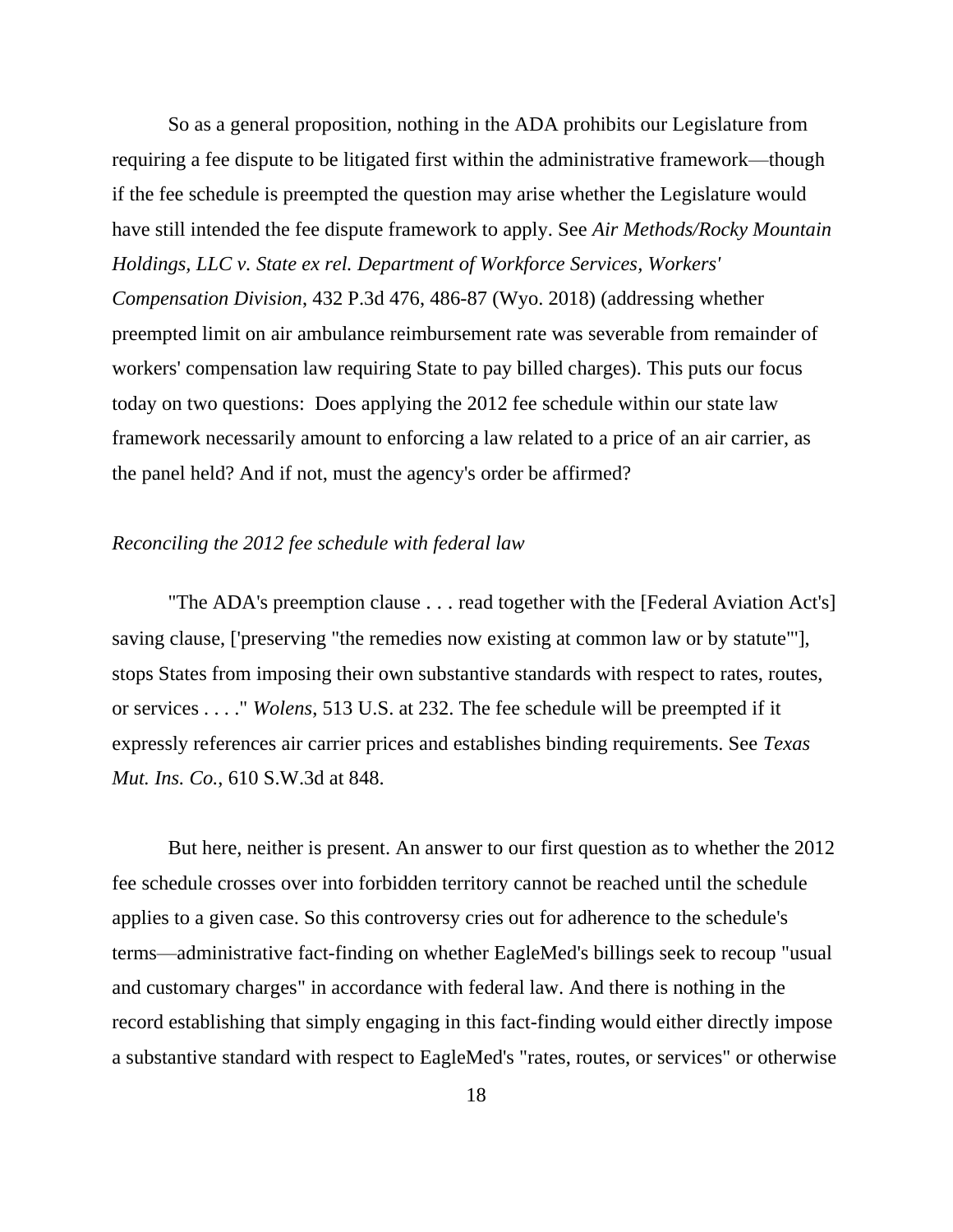So as a general proposition, nothing in the ADA prohibits our Legislature from requiring a fee dispute to be litigated first within the administrative framework—though if the fee schedule is preempted the question may arise whether the Legislature would have still intended the fee dispute framework to apply. See *Air Methods/Rocky Mountain Holdings, LLC v. State ex rel. Department of Workforce Services, Workers' Compensation Division*, 432 P.3d 476, 486-87 (Wyo. 2018) (addressing whether preempted limit on air ambulance reimbursement rate was severable from remainder of workers' compensation law requiring State to pay billed charges). This puts our focus today on two questions: Does applying the 2012 fee schedule within our state law framework necessarily amount to enforcing a law related to a price of an air carrier, as the panel held? And if not, must the agency's order be affirmed?

*Reconciling the 2012 fee schedule with federal law*

"The ADA's preemption clause . . . read together with the [Federal Aviation Act's] saving clause, ['preserving "the remedies now existing at common law or by statute"'], stops States from imposing their own substantive standards with respect to rates, routes, or services . . . ." *Wolens*, 513 U.S. at 232. The fee schedule will be preempted if it expressly references air carrier prices and establishes binding requirements. See *Texas Mut. Ins. Co.*, 610 S.W.3d at 848.

But here, neither is present. An answer to our first question as to whether the 2012 fee schedule crosses over into forbidden territory cannot be reached until the schedule applies to a given case. So this controversy cries out for adherence to the schedule's terms—administrative fact-finding on whether EagleMed's billings seek to recoup "usual and customary charges" in accordance with federal law. And there is nothing in the record establishing that simply engaging in this fact-finding would either directly impose a substantive standard with respect to EagleMed's "rates, routes, or services" or otherwise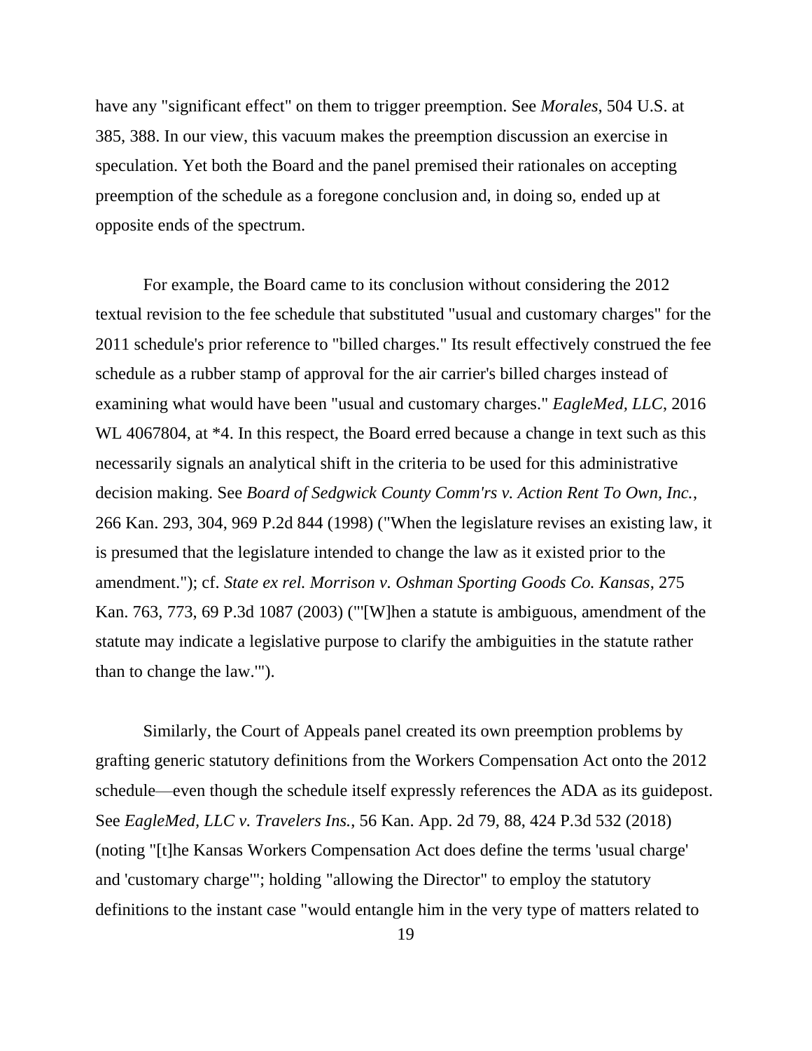have any "significant effect" on them to trigger preemption. See *Morales*, 504 U.S. at 385, 388. In our view, this vacuum makes the preemption discussion an exercise in speculation. Yet both the Board and the panel premised their rationales on accepting preemption of the schedule as a foregone conclusion and, in doing so, ended up at opposite ends of the spectrum.

For example, the Board came to its conclusion without considering the 2012 textual revision to the fee schedule that substituted "usual and customary charges" for the 2011 schedule's prior reference to "billed charges." Its result effectively construed the fee schedule as a rubber stamp of approval for the air carrier's billed charges instead of examining what would have been "usual and customary charges." *EagleMed, LLC*, 2016 WL 4067804, at *4. In this respect, the Board erred because a change in text such as this necessarily signals an analytical shift in the criteria to be used for this administrative decision making. See *Board of Sedgwick County Comm'rs v. Action Rent To Own, Inc.*, 266 Kan. 293, 304, 969 P.2d 844 (1998) ("When the legislature revises an existing law, it is presumed that the legislature intended to change the law as it existed prior to the amendment."); cf. *State ex rel. Morrison v. Oshman Sporting Goods Co. Kansas*, 275 Kan. 763, 773, 69 P.3d 1087 (2003) ("'[W]hen a statute is ambiguous, amendment of the statute may indicate a legislative purpose to clarify the ambiguities in the statute rather than to change the law.'").

Similarly, the Court of Appeals panel created its own preemption problems by grafting generic statutory definitions from the Workers Compensation Act onto the 2012 schedule—even though the schedule itself expressly references the ADA as its guidepost. See *EagleMed, LLC v. Travelers Ins.*, 56 Kan. App. 2d 79, 88, 424 P.3d 532 (2018) (noting "[t]he Kansas Workers Compensation Act does define the terms 'usual charge' and 'customary charge'"; holding "allowing the Director" to employ the statutory definitions to the instant case "would entangle him in the very type of matters related to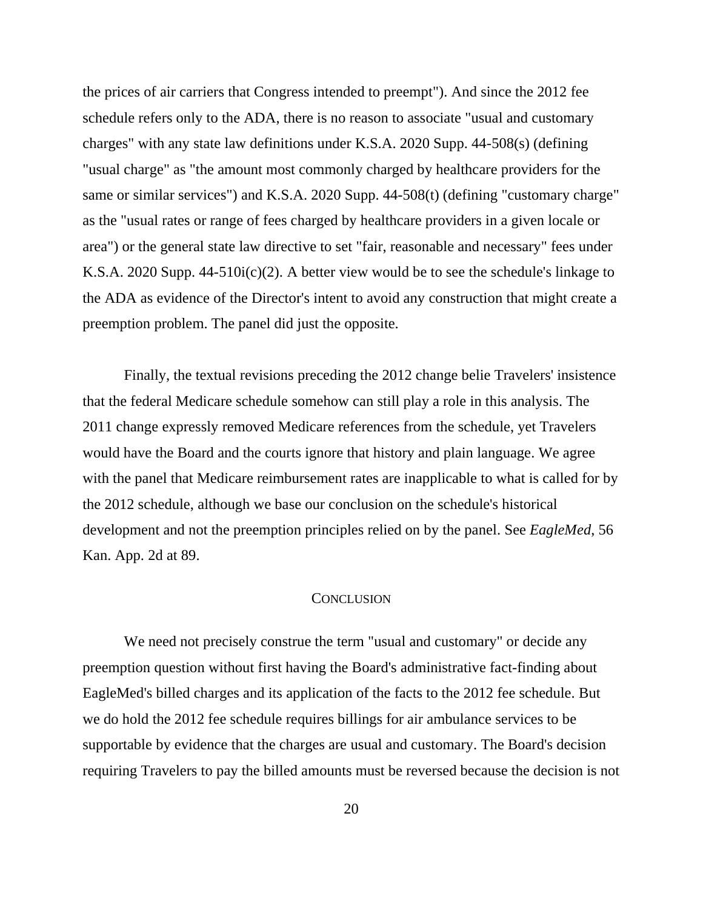the prices of air carriers that Congress intended to preempt"). And since the 2012 fee schedule refers only to the ADA, there is no reason to associate "usual and customary charges" with any state law definitions under K.S.A. 2020 Supp. 44-508(s) (defining "usual charge" as "the amount most commonly charged by healthcare providers for the same or similar services") and K.S.A. 2020 Supp. 44-508(t) (defining "customary charge" as the "usual rates or range of fees charged by healthcare providers in a given locale or area") or the general state law directive to set "fair, reasonable and necessary" fees under K.S.A. 2020 Supp. 44-510i(c)(2). A better view would be to see the schedule's linkage to the ADA as evidence of the Director's intent to avoid any construction that might create a preemption problem. The panel did just the opposite.

Finally, the textual revisions preceding the 2012 change belie Travelers' insistence that the federal Medicare schedule somehow can still play a role in this analysis. The 2011 change expressly removed Medicare references from the schedule, yet Travelers would have the Board and the courts ignore that history and plain language. We agree with the panel that Medicare reimbursement rates are inapplicable to what is called for by the 2012 schedule, although we base our conclusion on the schedule's historical development and not the preemption principles relied on by the panel. See *EagleMed*, 56 Kan. App. 2d at 89.

## CONCLUSION

We need not precisely construe the term "usual and customary" or decide any preemption question without first having the Board's administrative fact-finding about EagleMed's billed charges and its application of the facts to the 2012 fee schedule. But we do hold the 2012 fee schedule requires billings for air ambulance services to be supportable by evidence that the charges are usual and customary. The Board's decision requiring Travelers to pay the billed amounts must be reversed because the decision is not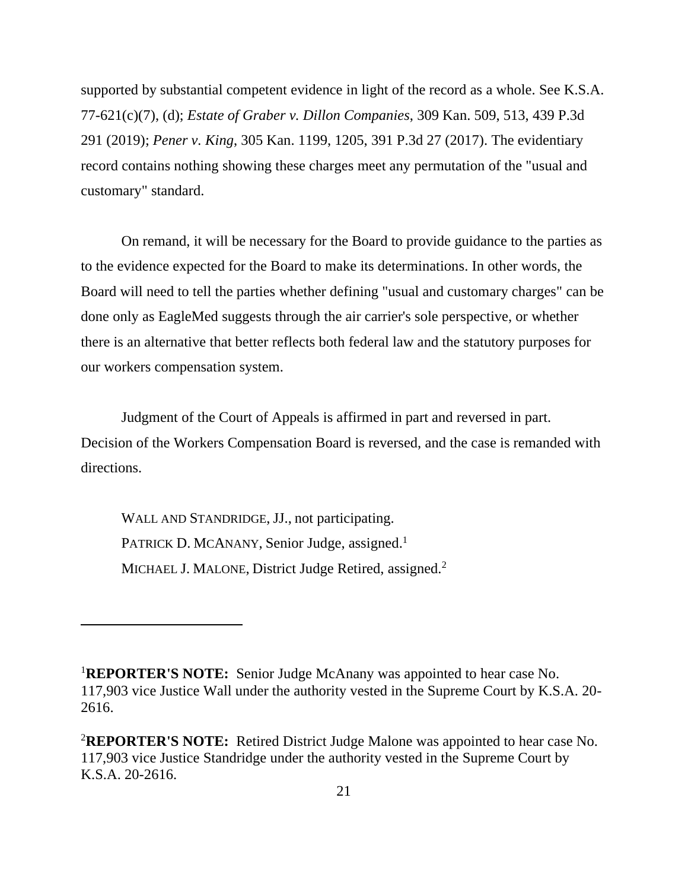supported by substantial competent evidence in light of the record as a whole. See K.S.A. 77-621(c)(7), (d); *Estate of Graber v. Dillon Companies*, 309 Kan. 509, 513, 439 P.3d 291 (2019); *Pener v. King*, 305 Kan. 1199, 1205, 391 P.3d 27 (2017). The evidentiary record contains nothing showing these charges meet any permutation of the "usual and customary" standard.

On remand, it will be necessary for the Board to provide guidance to the parties as to the evidence expected for the Board to make its determinations. In other words, the Board will need to tell the parties whether defining "usual and customary charges" can be done only as EagleMed suggests through the air carrier's sole perspective, or whether there is an alternative that better reflects both federal law and the statutory purposes for our workers compensation system.

Judgment of the Court of Appeals is affirmed in part and reversed in part. Decision of the Workers Compensation Board is reversed, and the case is remanded with directions.

WALL AND STANDRIDGE, JJ., not participating.

PATRICK D. MCANANY, Senior Judge, assigned.[1]

MICHAEL J. MALONE, District Judge Retired, assigned.[2]

---

[1]**REPORTER'S NOTE:** Senior Judge McAnany was appointed to hear case No. 117,903 vice Justice Wall under the authority vested in the Supreme Court by K.S.A. 20-2616.

[2]**REPORTER'S NOTE:** Retired District Judge Malone was appointed to hear case No. 117,903 vice Justice Standridge under the authority vested in the Supreme Court by K.S.A. 20-2616.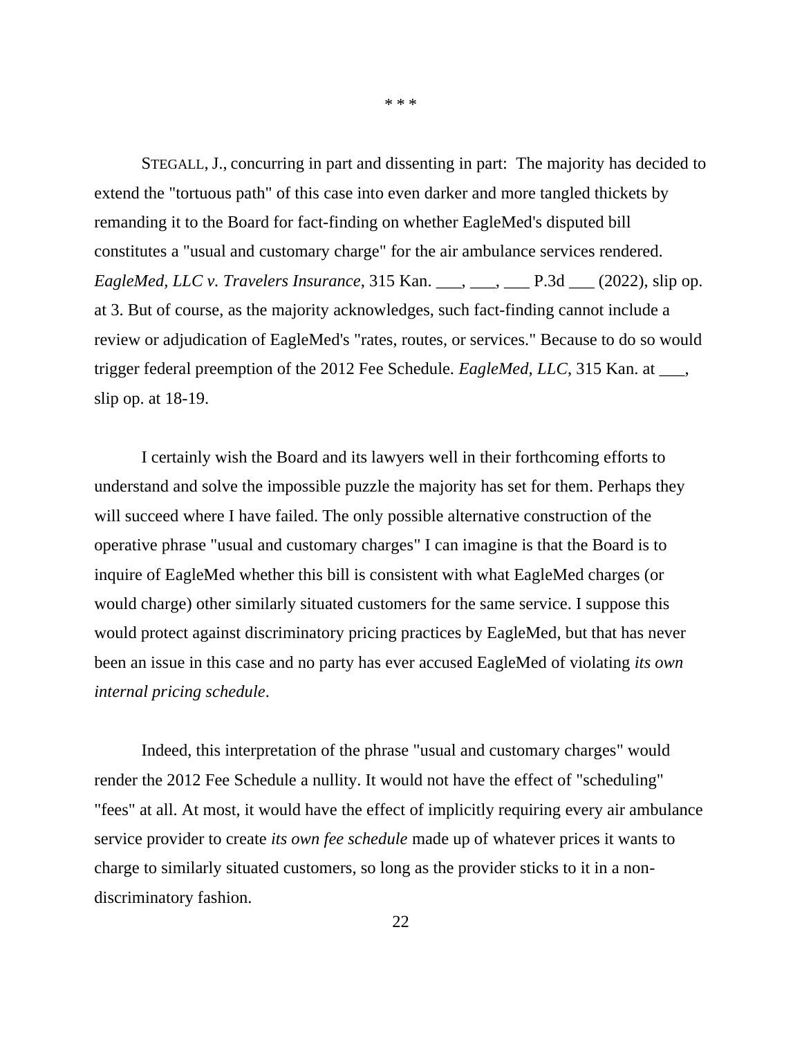\* \* \*

STEGALL, J., concurring in part and dissenting in part: The majority has decided to extend the "tortuous path" of this case into even darker and more tangled thickets by remanding it to the Board for fact-finding on whether EagleMed's disputed bill constitutes a "usual and customary charge" for the air ambulance services rendered. *EagleMed, LLC v. Travelers Insurance*, 315 Kan. ___, ___, ___ P.3d ___ (2022), slip op. at 3. But of course, as the majority acknowledges, such fact-finding cannot include a review or adjudication of EagleMed's "rates, routes, or services." Because to do so would trigger federal preemption of the 2012 Fee Schedule. *EagleMed, LLC*, 315 Kan. at ___, slip op. at 18-19.

I certainly wish the Board and its lawyers well in their forthcoming efforts to understand and solve the impossible puzzle the majority has set for them. Perhaps they will succeed where I have failed. The only possible alternative construction of the operative phrase "usual and customary charges" I can imagine is that the Board is to inquire of EagleMed whether this bill is consistent with what EagleMed charges (or would charge) other similarly situated customers for the same service. I suppose this would protect against discriminatory pricing practices by EagleMed, but that has never been an issue in this case and no party has ever accused EagleMed of violating *its own internal pricing schedule*.

Indeed, this interpretation of the phrase "usual and customary charges" would render the 2012 Fee Schedule a nullity. It would not have the effect of "scheduling" "fees" at all. At most, it would have the effect of implicitly requiring every air ambulance service provider to create *its own fee schedule* made up of whatever prices it wants to charge to similarly situated customers, so long as the provider sticks to it in a non-discriminatory fashion.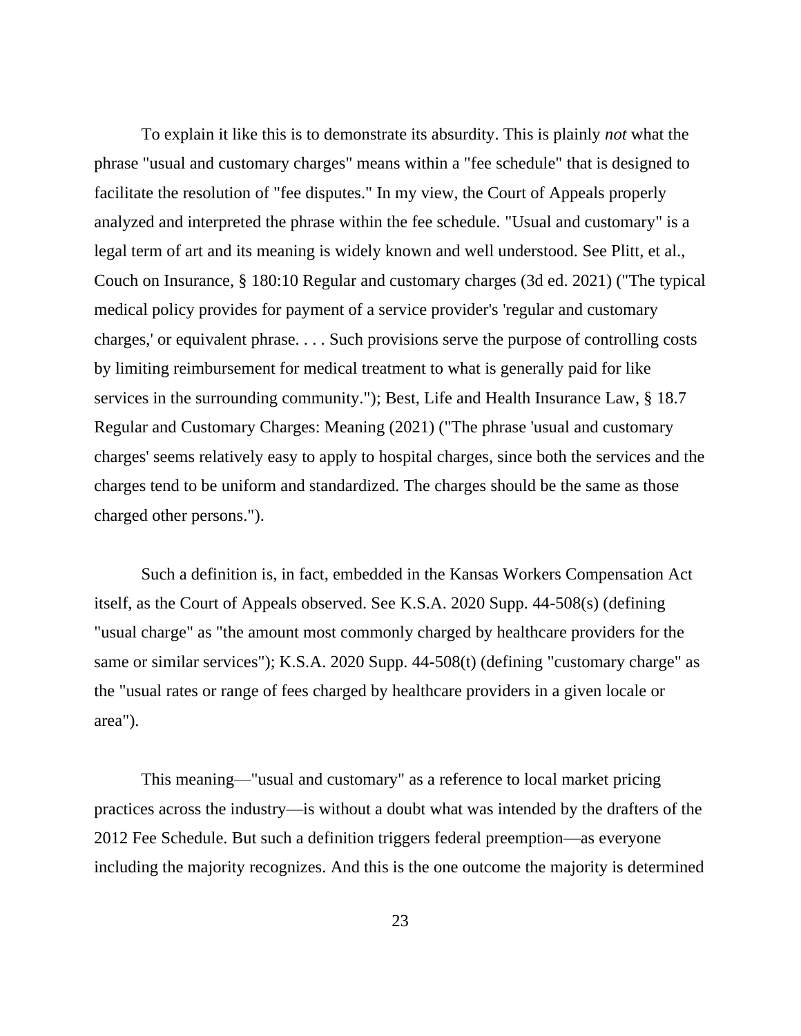To explain it like this is to demonstrate its absurdity. This is plainly *not* what the phrase "usual and customary charges" means within a "fee schedule" that is designed to facilitate the resolution of "fee disputes." In my view, the Court of Appeals properly analyzed and interpreted the phrase within the fee schedule. "Usual and customary" is a legal term of art and its meaning is widely known and well understood. See Plitt, et al., Couch on Insurance, § 180:10 Regular and customary charges (3d ed. 2021) ("The typical medical policy provides for payment of a service provider's 'regular and customary charges,' or equivalent phrase. . . . Such provisions serve the purpose of controlling costs by limiting reimbursement for medical treatment to what is generally paid for like services in the surrounding community."); Best, Life and Health Insurance Law, § 18.7 Regular and Customary Charges: Meaning (2021) ("The phrase 'usual and customary charges' seems relatively easy to apply to hospital charges, since both the services and the charges tend to be uniform and standardized. The charges should be the same as those charged other persons.").

Such a definition is, in fact, embedded in the Kansas Workers Compensation Act itself, as the Court of Appeals observed. See K.S.A. 2020 Supp. 44-508(s) (defining "usual charge" as "the amount most commonly charged by healthcare providers for the same or similar services"); K.S.A. 2020 Supp. 44-508(t) (defining "customary charge" as the "usual rates or range of fees charged by healthcare providers in a given locale or area").

This meaning—"usual and customary" as a reference to local market pricing practices across the industry—is without a doubt what was intended by the drafters of the 2012 Fee Schedule. But such a definition triggers federal preemption—as everyone including the majority recognizes. And this is the one outcome the majority is determined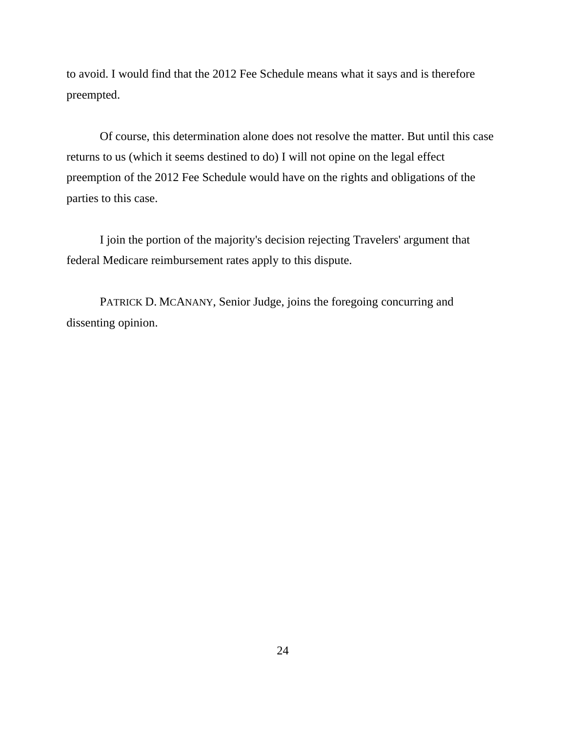to avoid. I would find that the 2012 Fee Schedule means what it says and is therefore preempted.

Of course, this determination alone does not resolve the matter. But until this case returns to us (which it seems destined to do) I will not opine on the legal effect preemption of the 2012 Fee Schedule would have on the rights and obligations of the parties to this case.

I join the portion of the majority's decision rejecting Travelers' argument that federal Medicare reimbursement rates apply to this dispute.

PATRICK D. MCANANY, Senior Judge, joins the foregoing concurring and dissenting opinion.